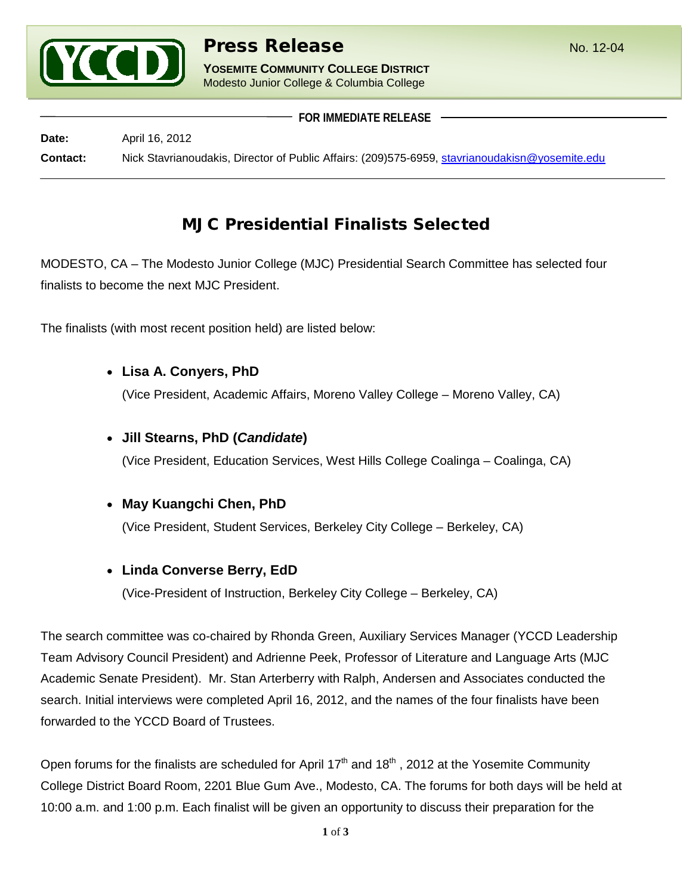# Press Release

No. 12-04

**YOSEMITE COMMUNITY COLLEGE DISTRICT**
Modesto Junior College & Columbia College

**FOR IMMEDIATE RELEASE**

**Date:** April 16, 2012

**Contact:** Nick Stavrianoudakis, Director of Public Affairs: (209)575-6959, stavrianoudakisn@yosemite.edu

## MJC Presidential Finalists Selected

MODESTO, CA – The Modesto Junior College (MJC) Presidential Search Committee has selected four finalists to become the next MJC President.

The finalists (with most recent position held) are listed below:

- **Lisa A. Conyers, PhD**
  (Vice President, Academic Affairs, Moreno Valley College – Moreno Valley, CA)
- **Jill Stearns, PhD (*Candidate*)**
  (Vice President, Education Services, West Hills College Coalinga – Coalinga, CA)
- **May Kuangchi Chen, PhD**
  (Vice President, Student Services, Berkeley City College – Berkeley, CA)
- **Linda Converse Berry, EdD**
  (Vice-President of Instruction, Berkeley City College – Berkeley, CA)

The search committee was co-chaired by Rhonda Green, Auxiliary Services Manager (YCCD Leadership Team Advisory Council President) and Adrienne Peek, Professor of Literature and Language Arts (MJC Academic Senate President). Mr. Stan Arterberry with Ralph, Andersen and Associates conducted the search. Initial interviews were completed April 16, 2012, and the names of the four finalists have been forwarded to the YCCD Board of Trustees.

Open forums for the finalists are scheduled for April 17th and 18th , 2012 at the Yosemite Community College District Board Room, 2201 Blue Gum Ave., Modesto, CA. The forums for both days will be held at 10:00 a.m. and 1:00 p.m. Each finalist will be given an opportunity to discuss their preparation for the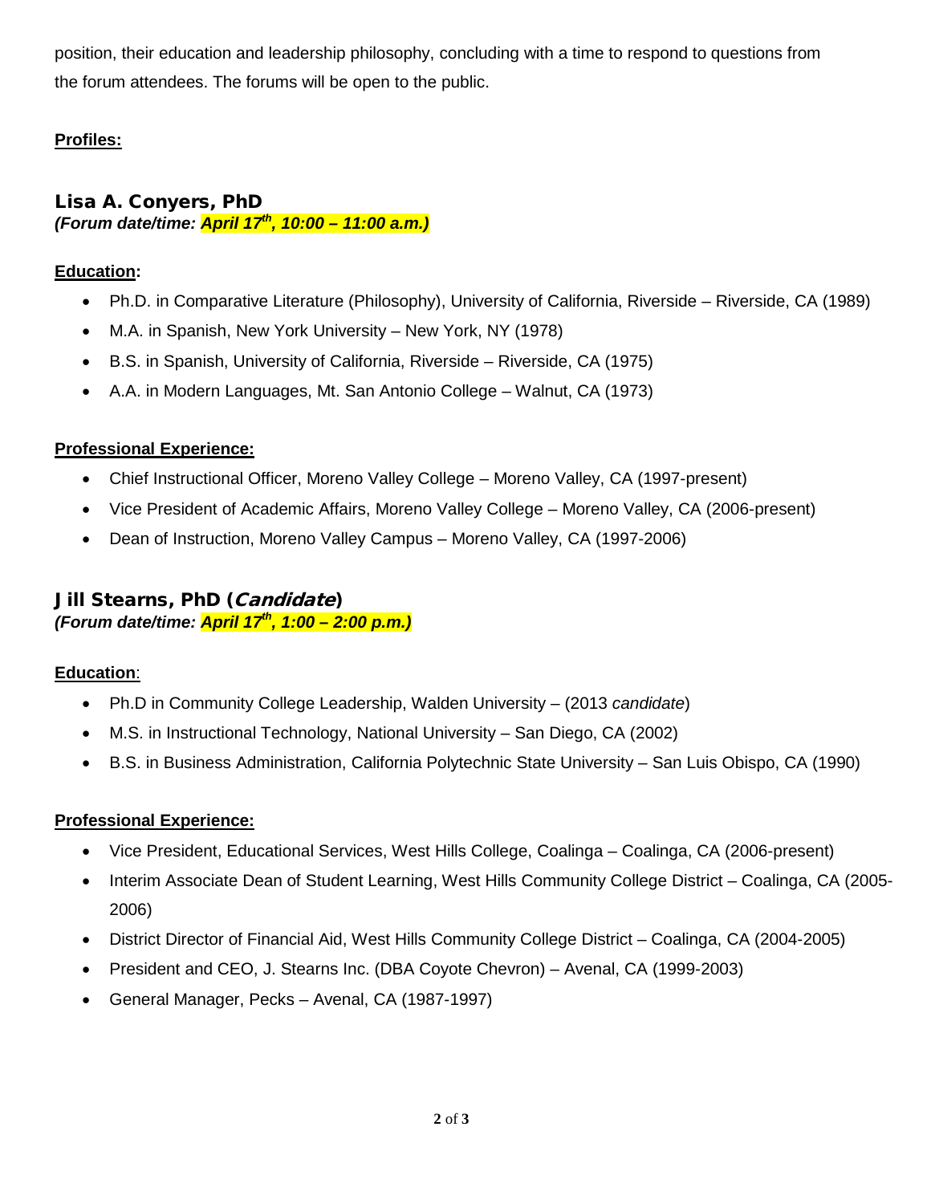position, their education and leadership philosophy, concluding with a time to respond to questions from the forum attendees. The forums will be open to the public.

**Profiles:**

## Lisa A. Conyers, PhD

***(Forum date/time: April 17th, 10:00 – 11:00 a.m.)***

**Education:**

- Ph.D. in Comparative Literature (Philosophy), University of California, Riverside – Riverside, CA (1989)
- M.A. in Spanish, New York University – New York, NY (1978)
- B.S. in Spanish, University of California, Riverside – Riverside, CA (1975)
- A.A. in Modern Languages, Mt. San Antonio College – Walnut, CA (1973)

**Professional Experience:**

- Chief Instructional Officer, Moreno Valley College – Moreno Valley, CA (1997-present)
- Vice President of Academic Affairs, Moreno Valley College – Moreno Valley, CA (2006-present)
- Dean of Instruction, Moreno Valley Campus – Moreno Valley, CA (1997-2006)

## Jill Stearns, PhD (*Candidate*)

***(Forum date/time: April 17th, 1:00 – 2:00 p.m.)***

**Education**:

- Ph.D in Community College Leadership, Walden University – (2013 *candidate*)
- M.S. in Instructional Technology, National University – San Diego, CA (2002)
- B.S. in Business Administration, California Polytechnic State University – San Luis Obispo, CA (1990)

**Professional Experience:**

- Vice President, Educational Services, West Hills College, Coalinga – Coalinga, CA (2006-present)
- Interim Associate Dean of Student Learning, West Hills Community College District – Coalinga, CA (2005-2006)
- District Director of Financial Aid, West Hills Community College District – Coalinga, CA (2004-2005)
- President and CEO, J. Stearns Inc. (DBA Coyote Chevron) – Avenal, CA (1999-2003)
- General Manager, Pecks – Avenal, CA (1987-1997)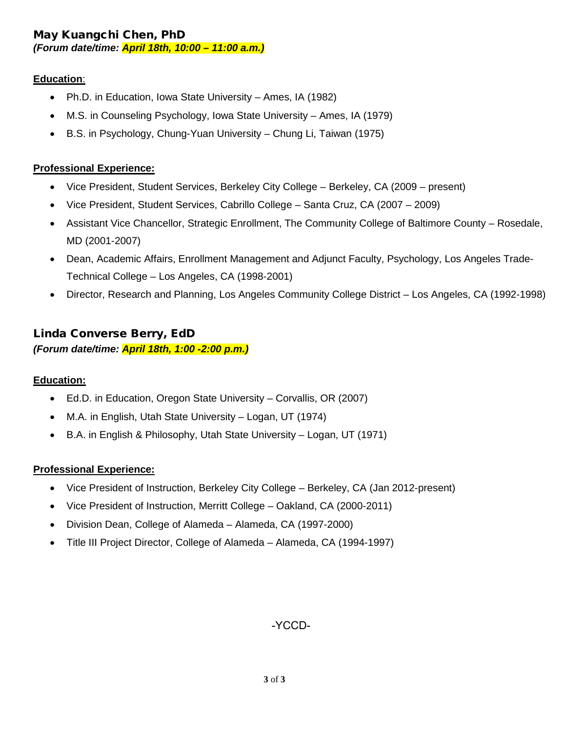## May Kuangchi Chen, PhD

***(Forum date/time: April 18th, 10:00 – 11:00 a.m.)***

**Education**:

- Ph.D. in Education, Iowa State University – Ames, IA (1982)
- M.S. in Counseling Psychology, Iowa State University – Ames, IA (1979)
- B.S. in Psychology, Chung-Yuan University – Chung Li, Taiwan (1975)

**Professional Experience:**

- Vice President, Student Services, Berkeley City College – Berkeley, CA (2009 – present)
- Vice President, Student Services, Cabrillo College – Santa Cruz, CA (2007 – 2009)
- Assistant Vice Chancellor, Strategic Enrollment, The Community College of Baltimore County – Rosedale, MD (2001-2007)
- Dean, Academic Affairs, Enrollment Management and Adjunct Faculty, Psychology, Los Angeles Trade-Technical College – Los Angeles, CA (1998-2001)
- Director, Research and Planning, Los Angeles Community College District – Los Angeles, CA (1992-1998)

## Linda Converse Berry, EdD

***(Forum date/time: April 18th, 1:00 -2:00 p.m.)***

**Education:**

- Ed.D. in Education, Oregon State University – Corvallis, OR (2007)
- M.A. in English, Utah State University – Logan, UT (1974)
- B.A. in English & Philosophy, Utah State University – Logan, UT (1971)

**Professional Experience:**

- Vice President of Instruction, Berkeley City College – Berkeley, CA (Jan 2012-present)
- Vice President of Instruction, Merritt College – Oakland, CA (2000-2011)
- Division Dean, College of Alameda – Alameda, CA (1997-2000)
- Title III Project Director, College of Alameda – Alameda, CA (1994-1997)

-YCCD-